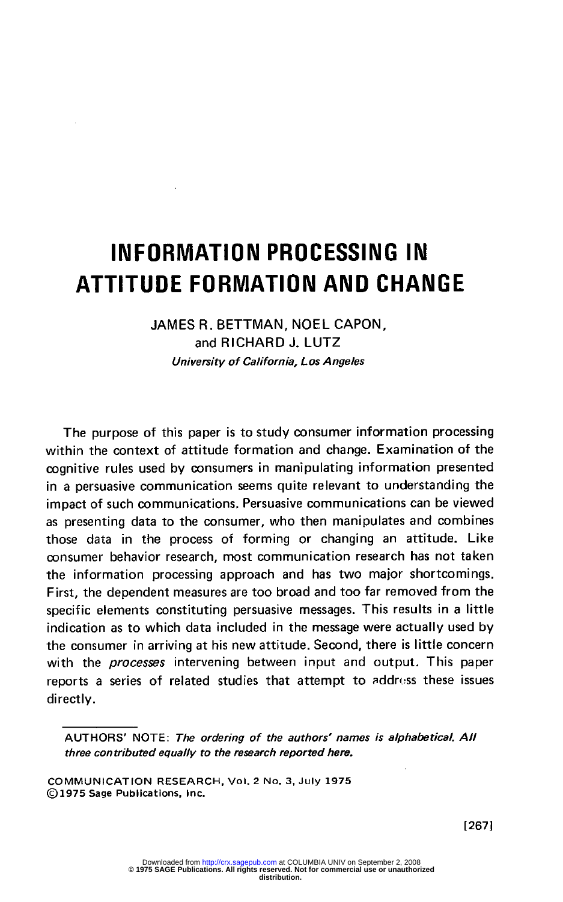# INFORMATION PROCESSING IN ATTITUDE FORMATION AND CHANGE

JAMES R. BETTMAN, NOEL CAPON, and RICHARD J. LUTZ

*University of California, Los Angeles*

The purpose of this paper is to study consumer information processing within the context of attitude formation and change. Examination of the cognitive rules used by consumers in manipulating information presented in a persuasive communication seems quite relevant to understanding the impact of such communications. Persuasive communications can be viewed as presenting data to the consumer, who then manipulates and combines those data in the process of forming or changing an attitude. Like consumer behavior research, most communication research has not taken the information processing approach and has two major shortcomings. First, the dependent measures are too broad and too far removed from the specific elements constituting persuasive messages. This results in a little indication as to which data included in the message were actually used by the consumer in arriving at his new attitude. Second, there is little concern with the *processes* intervening between input and output. This paper reports a series of related studies that attempt to address these issues directly.

---

AUTHORS' NOTE: *The ordering of the authors' names is alphabetical. All three contributed equally to the research reported here.*

COMMUNICATION RESEARCH, Vol. 2 No. 3, July 1975
©1975 Sage Publications, Inc.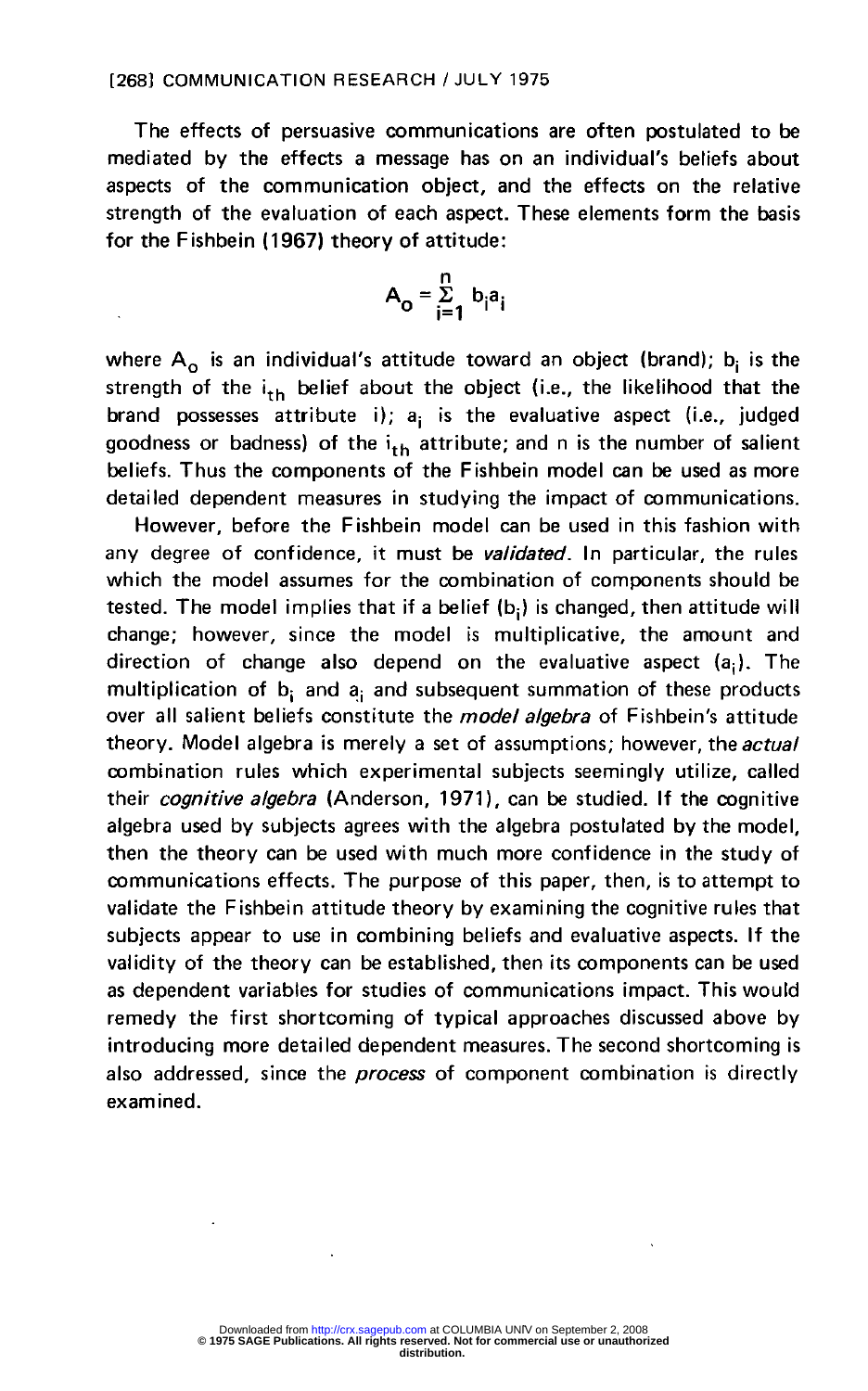The effects of persuasive communications are often postulated to be mediated by the effects a message has on an individual's beliefs about aspects of the communication object, and the effects on the relative strength of the evaluation of each aspect. These elements form the basis for the Fishbein (1967) theory of attitude:

$$A_o = \sum_{i=1}^{n} b_i a_i$$

where $A_o$ is an individual's attitude toward an object (brand); $b_i$ is the strength of the $i_{th}$ belief about the object (i.e., the likelihood that the brand possesses attribute i); $a_i$ is the evaluative aspect (i.e., judged goodness or badness) of the $i_{th}$ attribute; and n is the number of salient beliefs. Thus the components of the Fishbein model can be used as more detailed dependent measures in studying the impact of communications.

However, before the Fishbein model can be used in this fashion with any degree of confidence, it must be *validated*. In particular, the rules which the model assumes for the combination of components should be tested. The model implies that if a belief ($b_i$) is changed, then attitude will change; however, since the model is multiplicative, the amount and direction of change also depend on the evaluative aspect ($a_i$). The multiplication of $b_i$ and $a_i$ and subsequent summation of these products over all salient beliefs constitute the *model algebra* of Fishbein's attitude theory. Model algebra is merely a set of assumptions; however, the *actual* combination rules which experimental subjects seemingly utilize, called their *cognitive algebra* (Anderson, 1971), can be studied. If the cognitive algebra used by subjects agrees with the algebra postulated by the model, then the theory can be used with much more confidence in the study of communications effects. The purpose of this paper, then, is to attempt to validate the Fishbein attitude theory by examining the cognitive rules that subjects appear to use in combining beliefs and evaluative aspects. If the validity of the theory can be established, then its components can be used as dependent variables for studies of communications impact. This would remedy the first shortcoming of typical approaches discussed above by introducing more detailed dependent measures. The second shortcoming is also addressed, since the *process* of component combination is directly examined.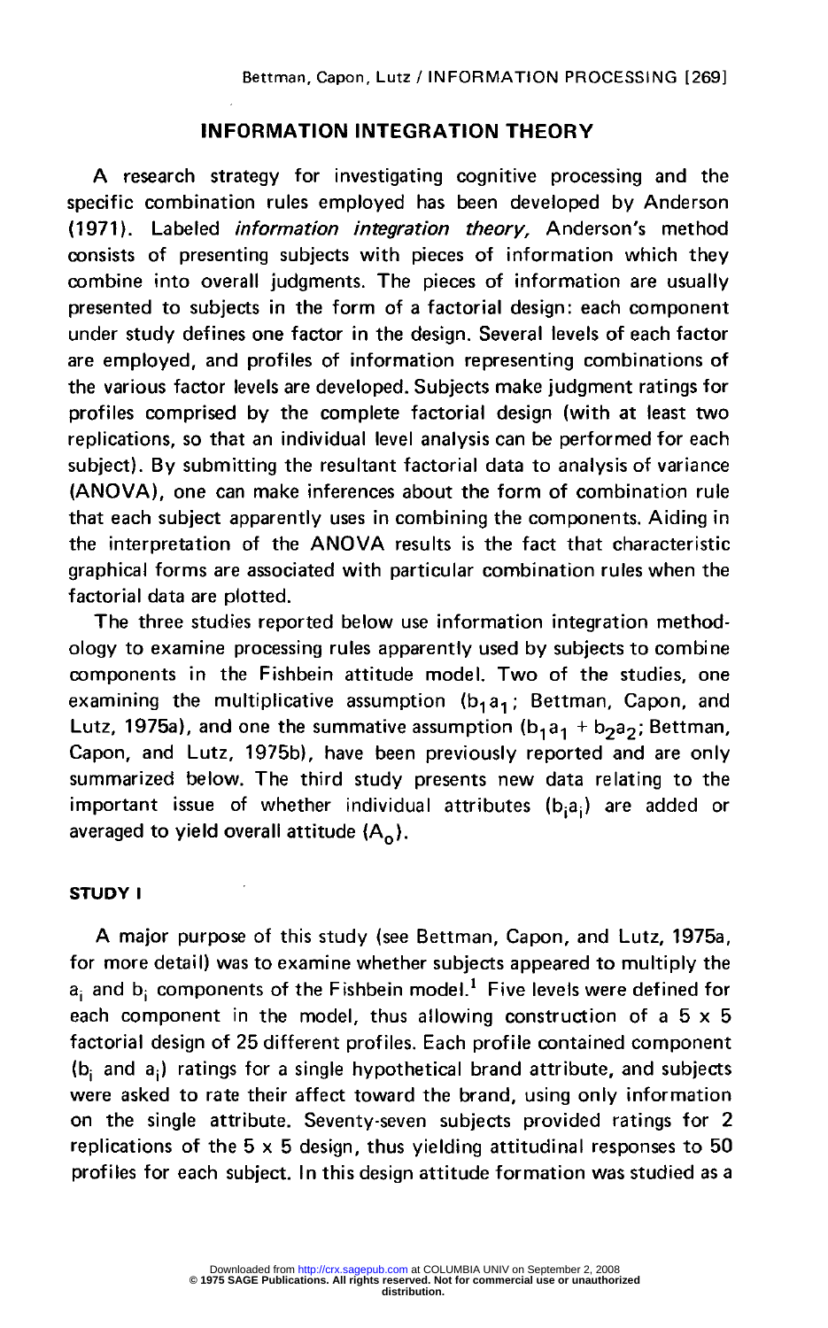## INFORMATION INTEGRATION THEORY

A research strategy for investigating cognitive processing and the specific combination rules employed has been developed by Anderson (1971). Labeled *information integration theory,* Anderson's method consists of presenting subjects with pieces of information which they combine into overall judgments. The pieces of information are usually presented to subjects in the form of a factorial design: each component under study defines one factor in the design. Several levels of each factor are employed, and profiles of information representing combinations of the various factor levels are developed. Subjects make judgment ratings for profiles comprised by the complete factorial design (with at least two replications, so that an individual level analysis can be performed for each subject). By submitting the resultant factorial data to analysis of variance (ANOVA), one can make inferences about the form of combination rule that each subject apparently uses in combining the components. Aiding in the interpretation of the ANOVA results is the fact that characteristic graphical forms are associated with particular combination rules when the factorial data are plotted.

The three studies reported below use information integration methodology to examine processing rules apparently used by subjects to combine components in the Fishbein attitude model. Two of the studies, one examining the multiplicative assumption ($b_1a_1$; Bettman, Capon, and Lutz, 1975a), and one the summative assumption ($b_1a_1 + b_2a_2$; Bettman, Capon, and Lutz, 1975b), have been previously reported and are only summarized below. The third study presents new data relating to the important issue of whether individual attributes ($b_ia_i$) are added or averaged to yield overall attitude ($A_o$).

### STUDY I

A major purpose of this study (see Bettman, Capon, and Lutz, 1975a, for more detail) was to examine whether subjects appeared to multiply the $a_i$ and $b_i$ components of the Fishbein model.[1] Five levels were defined for each component in the model, thus allowing construction of a 5 x 5 factorial design of 25 different profiles. Each profile contained component ($b_i$ and $a_i$) ratings for a single hypothetical brand attribute, and subjects were asked to rate their affect toward the brand, using only information on the single attribute. Seventy-seven subjects provided ratings for 2 replications of the 5 x 5 design, thus yielding attitudinal responses to 50 profiles for each subject. In this design attitude formation was studied as a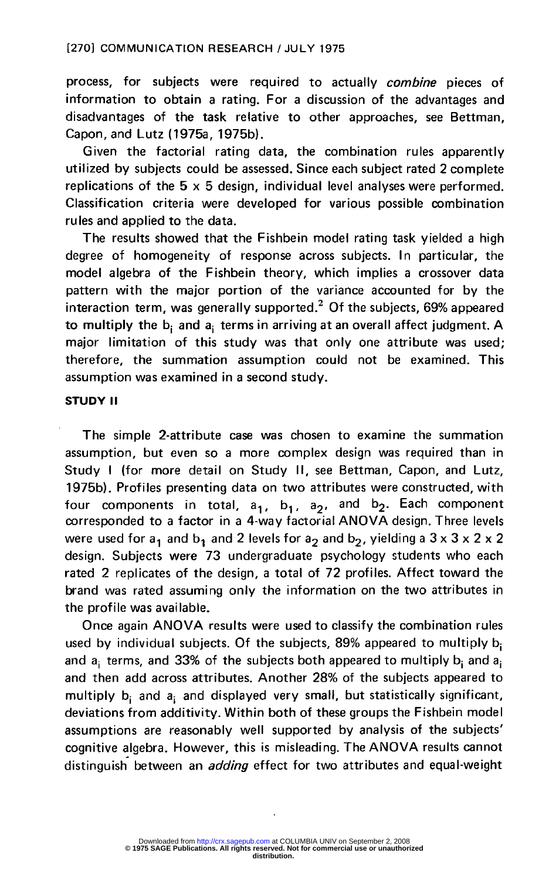process, for subjects were required to actually *combine* pieces of information to obtain a rating. For a discussion of the advantages and disadvantages of the task relative to other approaches, see Bettman, Capon, and Lutz (1975a, 1975b).

Given the factorial rating data, the combination rules apparently utilized by subjects could be assessed. Since each subject rated 2 complete replications of the 5 x 5 design, individual level analyses were performed. Classification criteria were developed for various possible combination rules and applied to the data.

The results showed that the Fishbein model rating task yielded a high degree of homogeneity of response across subjects. In particular, the model algebra of the Fishbein theory, which implies a crossover data pattern with the major portion of the variance accounted for by the interaction term, was generally supported.[2] Of the subjects, 69% appeared to multiply the $b_i$ and $a_i$ terms in arriving at an overall affect judgment. A major limitation of this study was that only one attribute was used; therefore, the summation assumption could not be examined. This assumption was examined in a second study.

## STUDY II

The simple 2-attribute case was chosen to examine the summation assumption, but even so a more complex design was required than in Study I (for more detail on Study II, see Bettman, Capon, and Lutz, 1975b). Profiles presenting data on two attributes were constructed, with four components in total, $a_1$, $b_1$, $a_2$, and $b_2$. Each component corresponded to a factor in a 4-way factorial ANOVA design. Three levels were used for $a_1$ and $b_1$ and 2 levels for $a_2$ and $b_2$, yielding a 3 x 3 x 2 x 2 design. Subjects were 73 undergraduate psychology students who each rated 2 replicates of the design, a total of 72 profiles. Affect toward the brand was rated assuming only the information on the two attributes in the profile was available.

Once again ANOVA results were used to classify the combination rules used by individual subjects. Of the subjects, 89% appeared to multiply $b_i$ and $a_i$ terms, and 33% of the subjects both appeared to multiply $b_i$ and $a_i$ and then add across attributes. Another 28% of the subjects appeared to multiply $b_i$ and $a_i$ and displayed very small, but statistically significant, deviations from additivity. Within both of these groups the Fishbein model assumptions are reasonably well supported by analysis of the subjects' cognitive algebra. However, this is misleading. The ANOVA results cannot distinguish between an *adding* effect for two attributes and equal-weight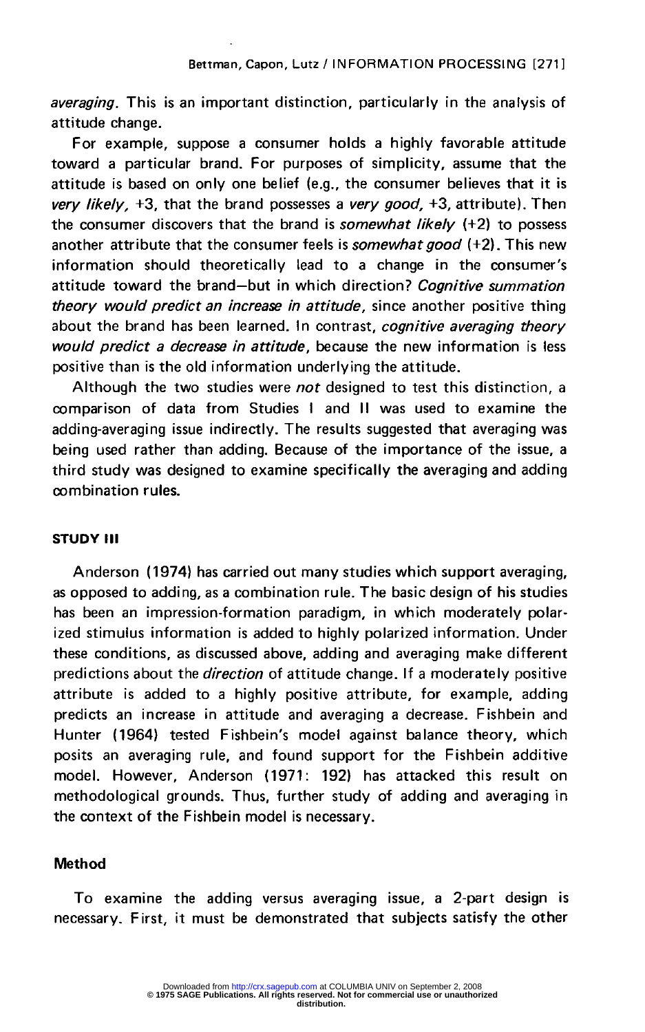*averaging*. This is an important distinction, particularly in the analysis of attitude change.

For example, suppose a consumer holds a highly favorable attitude toward a particular brand. For purposes of simplicity, assume that the attitude is based on only one belief (e.g., the consumer believes that it is *very likely*, +3, that the brand possesses a *very good*, +3, attribute). Then the consumer discovers that the brand is *somewhat likely* (+2) to possess another attribute that the consumer feels is *somewhat good* (+2). This new information should theoretically lead to a change in the consumer's attitude toward the brand—but in which direction? *Cognitive summation theory would predict an increase in attitude*, since another positive thing about the brand has been learned. In contrast, *cognitive averaging theory would predict a decrease in attitude*, because the new information is less positive than is the old information underlying the attitude.

Although the two studies were *not* designed to test this distinction, a comparison of data from Studies I and II was used to examine the adding-averaging issue indirectly. The results suggested that averaging was being used rather than adding. Because of the importance of the issue, a third study was designed to examine specifically the averaging and adding combination rules.

## STUDY III

Anderson (1974) has carried out many studies which support averaging, as opposed to adding, as a combination rule. The basic design of his studies has been an impression-formation paradigm, in which moderately polarized stimulus information is added to highly polarized information. Under these conditions, as discussed above, adding and averaging make different predictions about the *direction* of attitude change. If a moderately positive attribute is added to a highly positive attribute, for example, adding predicts an increase in attitude and averaging a decrease. Fishbein and Hunter (1964) tested Fishbein's model against balance theory, which posits an averaging rule, and found support for the Fishbein additive model. However, Anderson (1971: 192) has attacked this result on methodological grounds. Thus, further study of adding and averaging in the context of the Fishbein model is necessary.

### Method

To examine the adding versus averaging issue, a 2-part design is necessary. First, it must be demonstrated that subjects satisfy the other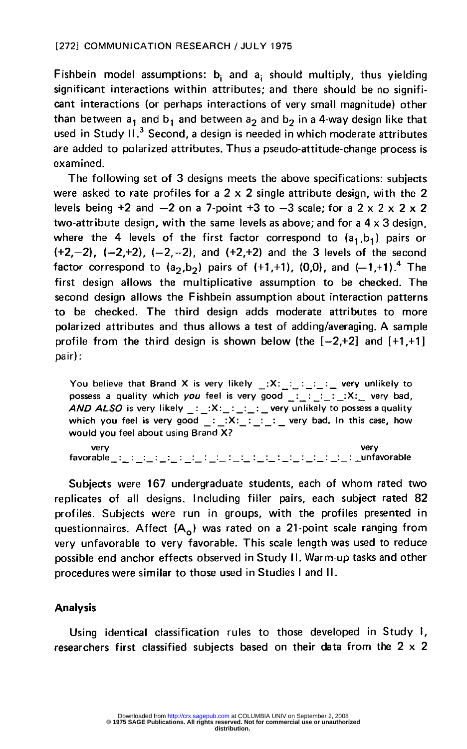Fishbein model assumptions: $b_i$ and $a_i$ should multiply, thus yielding significant interactions within attributes; and there should be no significant interactions (or perhaps interactions of very small magnitude) other than between $a_1$ and $b_1$ and between $a_2$ and $b_2$ in a 4-way design like that used in Study II.[3] Second, a design is needed in which moderate attributes are added to polarized attributes. Thus a pseudo-attitude-change process is examined.

The following set of 3 designs meets the above specifications: subjects were asked to rate profiles for a 2 x 2 single attribute design, with the 2 levels being +2 and −2 on a 7-point +3 to −3 scale; for a 2 x 2 x 2 x 2 two-attribute design, with the same levels as above; and for a 4 x 3 design, where the 4 levels of the first factor correspond to $(a_1,b_1)$ pairs or (+2,−2), (−2,+2), (−2,−2), and (+2,+2) and the 3 levels of the second factor correspond to $(a_2,b_2)$ pairs of (+1,+1), (0,0), and (−1,+1).[4] The first design allows the multiplicative assumption to be checked. The second design allows the Fishbein assumption about interaction patterns to be checked. The third design adds moderate attributes to more polarized attributes and thus allows a test of adding/averaging. A sample profile from the third design is shown below (the [−2,+2] and [+1,+1] pair):

> You believe that Brand X is very likely _:X:_:_:_:_:_ very unlikely to possess a quality which *you* feel is very good _:_:_:_:_:X:_ very bad, ***AND ALSO*** is very likely _:_:X:_:_:_:_ very unlikely to possess a quality which you feel is very good _:_:X:_:_:_:_ very bad. In this case, how would you feel about using Brand X?
>
> very favorable _:_:_:_:_:_:_:_:_:_:_:_:_:_:_:_:_:_:_:_:_ very unfavorable

Subjects were 167 undergraduate students, each of whom rated two replicates of all designs. Including filler pairs, each subject rated 82 profiles. Subjects were run in groups, with the profiles presented in questionnaires. Affect ($A_o$) was rated on a 21-point scale ranging from very unfavorable to very favorable. This scale length was used to reduce possible end anchor effects observed in Study II. Warm-up tasks and other procedures were similar to those used in Studies I and II.

## Analysis

Using identical classification rules to those developed in Study I, researchers first classified subjects based on their data from the 2 x 2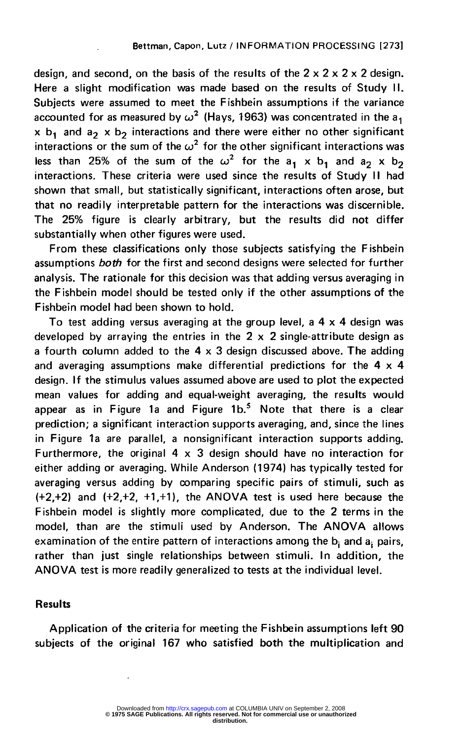design, and second, on the basis of the results of the $2 \times 2 \times 2 \times 2$ design. Here a slight modification was made based on the results of Study II. Subjects were assumed to meet the Fishbein assumptions if the variance accounted for as measured by $\omega^2$ (Hays, 1963) was concentrated in the $a_1 \times b_1$ and $a_2 \times b_2$ interactions and there were either no other significant interactions or the sum of the $\omega^2$ for the other significant interactions was less than 25% of the sum of the $\omega^2$ for the $a_1 \times b_1$ and $a_2 \times b_2$ interactions. These criteria were used since the results of Study II had shown that small, but statistically significant, interactions often arose, but that no readily interpretable pattern for the interactions was discernible. The 25% figure is clearly arbitrary, but the results did not differ substantially when other figures were used.

From these classifications only those subjects satisfying the Fishbein assumptions *both* for the first and second designs were selected for further analysis. The rationale for this decision was that adding versus averaging in the Fishbein model should be tested only if the other assumptions of the Fishbein model had been shown to hold.

To test adding versus averaging at the group level, a $4 \times 4$ design was developed by arraying the entries in the $2 \times 2$ single-attribute design as a fourth column added to the $4 \times 3$ design discussed above. The adding and averaging assumptions make differential predictions for the $4 \times 4$ design. If the stimulus values assumed above are used to plot the expected mean values for adding and equal-weight averaging, the results would appear as in Figure 1a and Figure 1b.[5] Note that there is a clear prediction; a significant interaction supports averaging, and, since the lines in Figure 1a are parallel, a nonsignificant interaction supports adding. Furthermore, the original $4 \times 3$ design should have no interaction for either adding or averaging. While Anderson (1974) has typically tested for averaging versus adding by comparing specific pairs of stimuli, such as (+2,+2) and (+2,+2, +1,+1), the ANOVA test is used here because the Fishbein model is slightly more complicated, due to the 2 terms in the model, than are the stimuli used by Anderson. The ANOVA allows examination of the entire pattern of interactions among the $b_i$ and $a_i$ pairs, rather than just single relationships between stimuli. In addition, the ANOVA test is more readily generalized to tests at the individual level.

## Results

Application of the criteria for meeting the Fishbein assumptions left 90 subjects of the original 167 who satisfied both the multiplication and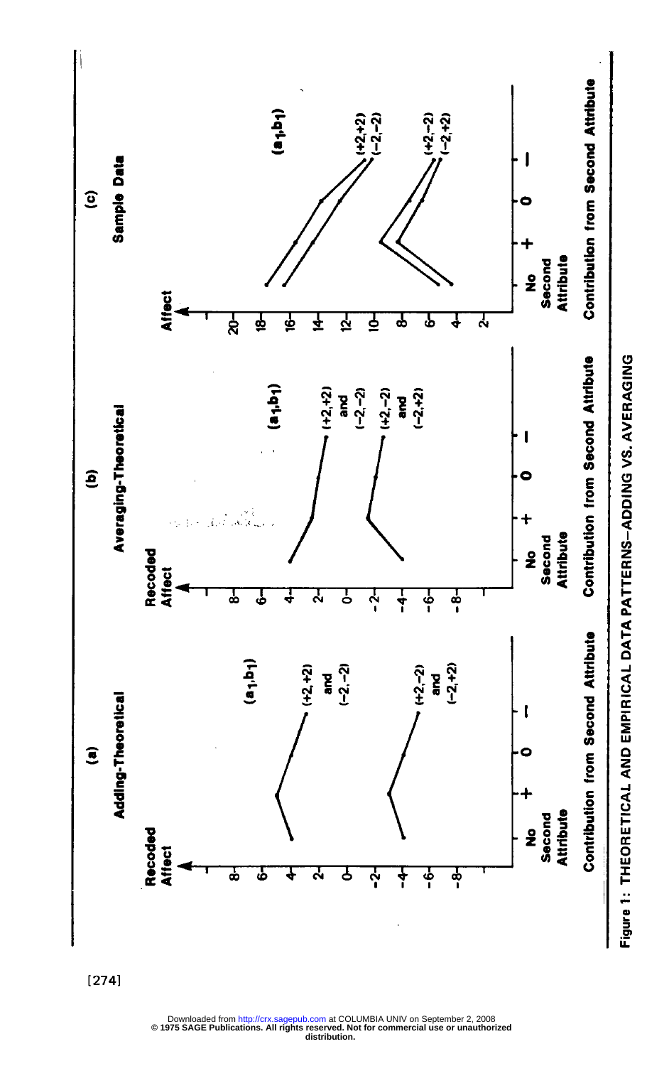Figure 1: THEORETICAL AND EMPIRICAL DATA PATTERNS—ADDING VS. AVERAGING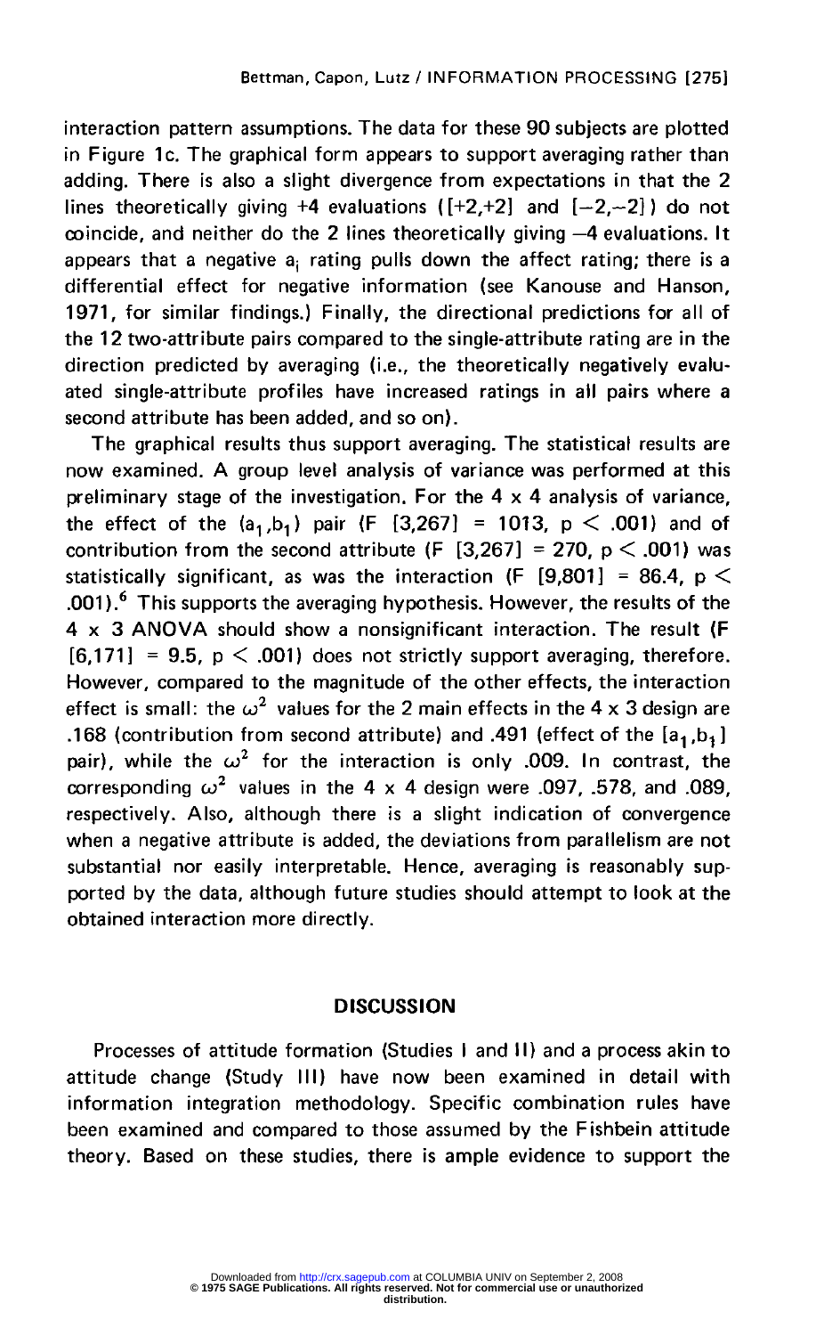interaction pattern assumptions. The data for these 90 subjects are plotted in Figure 1c. The graphical form appears to support averaging rather than adding. There is also a slight divergence from expectations in that the 2 lines theoretically giving +4 evaluations ([+2,+2] and [−2,−2]) do not coincide, and neither do the 2 lines theoretically giving −4 evaluations. It appears that a negative $a_i$ rating pulls down the affect rating; there is a differential effect for negative information (see Kanouse and Hanson, 1971, for similar findings.) Finally, the directional predictions for all of the 12 two-attribute pairs compared to the single-attribute rating are in the direction predicted by averaging (i.e., the theoretically negatively evaluated single-attribute profiles have increased ratings in all pairs where a second attribute has been added, and so on).

The graphical results thus support averaging. The statistical results are now examined. A group level analysis of variance was performed at this preliminary stage of the investigation. For the 4 x 4 analysis of variance, the effect of the $(a_1,b_1)$ pair ($F$ [3,267] = 1013, $p < .001$) and of contribution from the second attribute ($F$ [3,267] = 270, $p < .001$) was statistically significant, as was the interaction ($F$ [9,801] = 86.4, $p < .001$).[6] This supports the averaging hypothesis. However, the results of the 4 x 3 ANOVA should show a nonsignificant interaction. The result ($F$ [6,171] = 9.5, $p < .001$) does not strictly support averaging, therefore. However, compared to the magnitude of the other effects, the interaction effect is small: the $\omega^2$ values for the 2 main effects in the 4 x 3 design are .168 (contribution from second attribute) and .491 (effect of the $[a_1,b_1]$ pair), while the $\omega^2$ for the interaction is only .009. In contrast, the corresponding $\omega^2$ values in the 4 x 4 design were .097, .578, and .089, respectively. Also, although there is a slight indication of convergence when a negative attribute is added, the deviations from parallelism are not substantial nor easily interpretable. Hence, averaging is reasonably supported by the data, although future studies should attempt to look at the obtained interaction more directly.

## DISCUSSION

Processes of attitude formation (Studies I and II) and a process akin to attitude change (Study III) have now been examined in detail with information integration methodology. Specific combination rules have been examined and compared to those assumed by the Fishbein attitude theory. Based on these studies, there is ample evidence to support the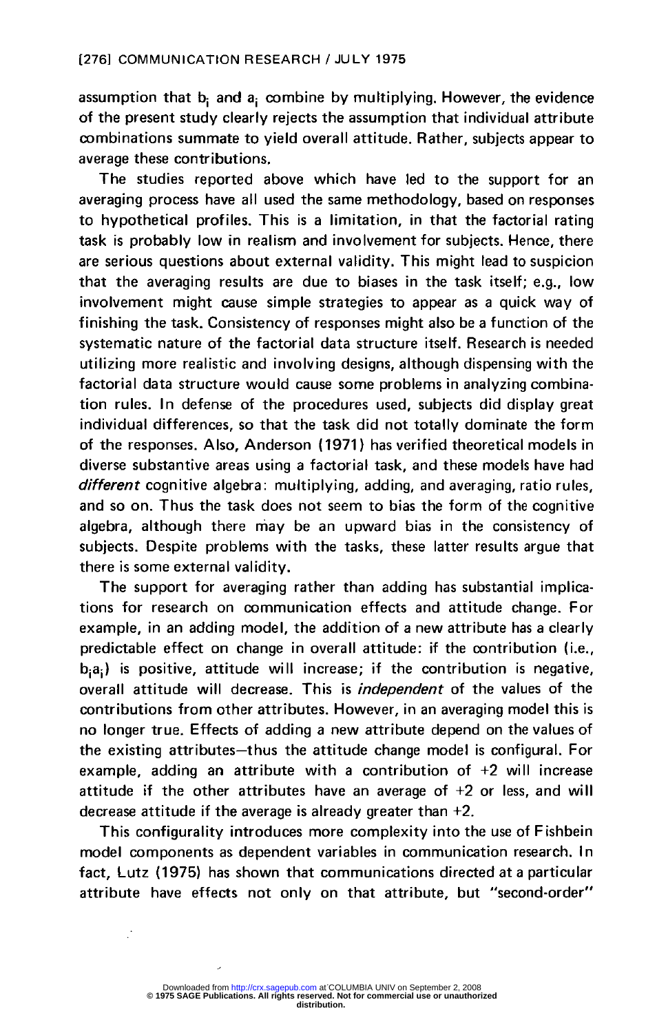assumption that $b_i$ and $a_i$ combine by multiplying. However, the evidence of the present study clearly rejects the assumption that individual attribute combinations summate to yield overall attitude. Rather, subjects appear to average these contributions.

The studies reported above which have led to the support for an averaging process have all used the same methodology, based on responses to hypothetical profiles. This is a limitation, in that the factorial rating task is probably low in realism and involvement for subjects. Hence, there are serious questions about external validity. This might lead to suspicion that the averaging results are due to biases in the task itself; e.g., low involvement might cause simple strategies to appear as a quick way of finishing the task. Consistency of responses might also be a function of the systematic nature of the factorial data structure itself. Research is needed utilizing more realistic and involving designs, although dispensing with the factorial data structure would cause some problems in analyzing combination rules. In defense of the procedures used, subjects did display great individual differences, so that the task did not totally dominate the form of the responses. Also, Anderson (1971) has verified theoretical models in diverse substantive areas using a factorial task, and these models have had *different* cognitive algebra: multiplying, adding, and averaging, ratio rules, and so on. Thus the task does not seem to bias the form of the cognitive algebra, although there may be an upward bias in the consistency of subjects. Despite problems with the tasks, these latter results argue that there is some external validity.

The support for averaging rather than adding has substantial implications for research on communication effects and attitude change. For example, in an adding model, the addition of a new attribute has a clearly predictable effect on change in overall attitude: if the contribution (i.e., $b_ia_i$) is positive, attitude will increase; if the contribution is negative, overall attitude will decrease. This is *independent* of the values of the contributions from other attributes. However, in an averaging model this is no longer true. Effects of adding a new attribute depend on the values of the existing attributes—thus the attitude change model is configural. For example, adding an attribute with a contribution of +2 will increase attitude if the other attributes have an average of +2 or less, and will decrease attitude if the average is already greater than +2.

This configurality introduces more complexity into the use of Fishbein model components as dependent variables in communication research. In fact, Lutz (1975) has shown that communications directed at a particular attribute have effects not only on that attribute, but "second-order"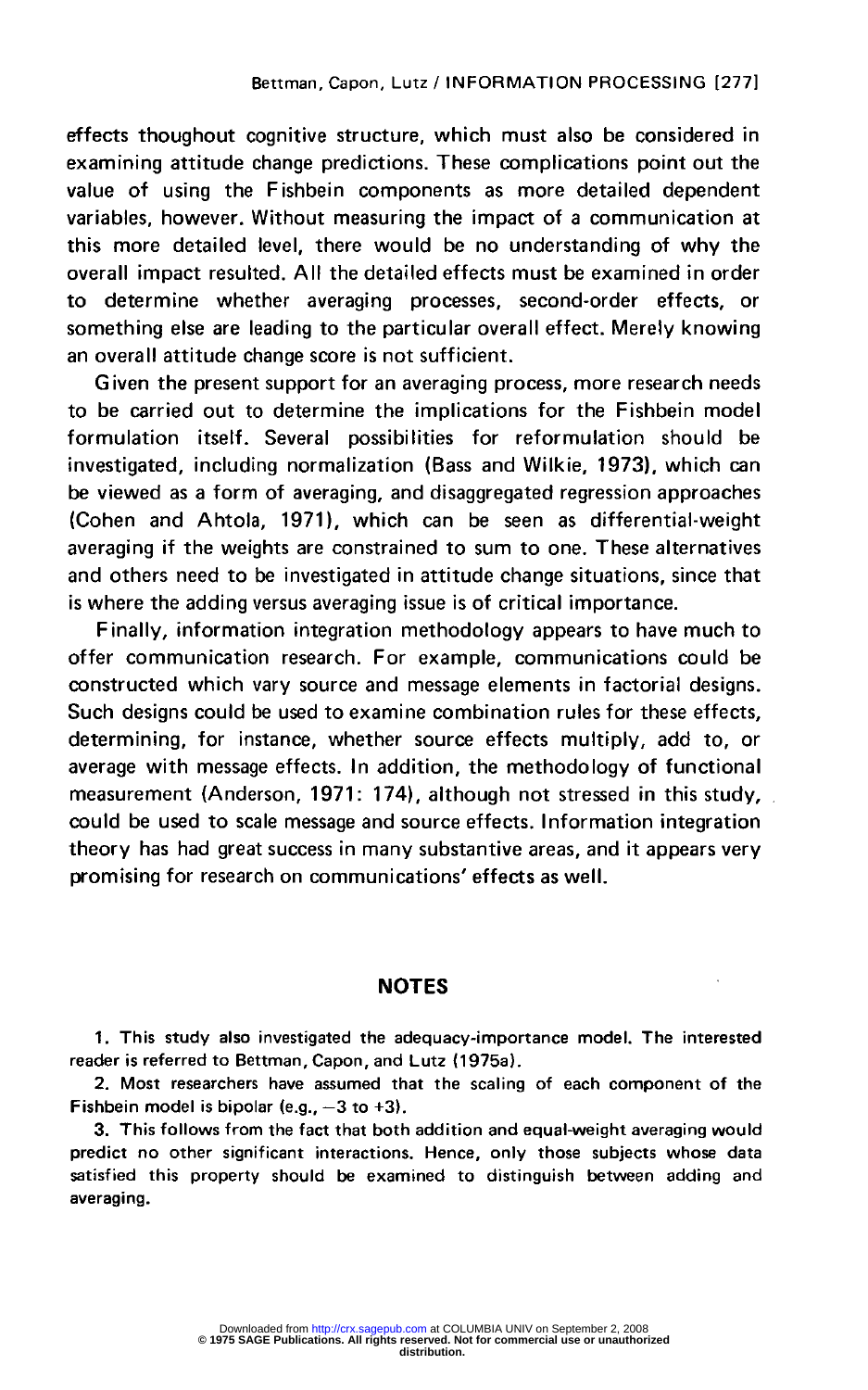effects thoughout cognitive structure, which must also be considered in examining attitude change predictions. These complications point out the value of using the Fishbein components as more detailed dependent variables, however. Without measuring the impact of a communication at this more detailed level, there would be no understanding of why the overall impact resulted. All the detailed effects must be examined in order to determine whether averaging processes, second-order effects, or something else are leading to the particular overall effect. Merely knowing an overall attitude change score is not sufficient.

Given the present support for an averaging process, more research needs to be carried out to determine the implications for the Fishbein model formulation itself. Several possibilities for reformulation should be investigated, including normalization (Bass and Wilkie, 1973), which can be viewed as a form of averaging, and disaggregated regression approaches (Cohen and Ahtola, 1971), which can be seen as differential-weight averaging if the weights are constrained to sum to one. These alternatives and others need to be investigated in attitude change situations, since that is where the adding versus averaging issue is of critical importance.

Finally, information integration methodology appears to have much to offer communication research. For example, communications could be constructed which vary source and message elements in factorial designs. Such designs could be used to examine combination rules for these effects, determining, for instance, whether source effects multiply, add to, or average with message effects. In addition, the methodology of functional measurement (Anderson, 1971: 174), although not stressed in this study, could be used to scale message and source effects. Information integration theory has had great success in many substantive areas, and it appears very promising for research on communications' effects as well.

## NOTES

1. This study also investigated the adequacy-importance model. The interested reader is referred to Bettman, Capon, and Lutz (1975a).

2. Most researchers have assumed that the scaling of each component of the Fishbein model is bipolar (e.g., $-3$ to $+3$).

3. This follows from the fact that both addition and equal-weight averaging would predict no other significant interactions. Hence, only those subjects whose data satisfied this property should be examined to distinguish between adding and averaging.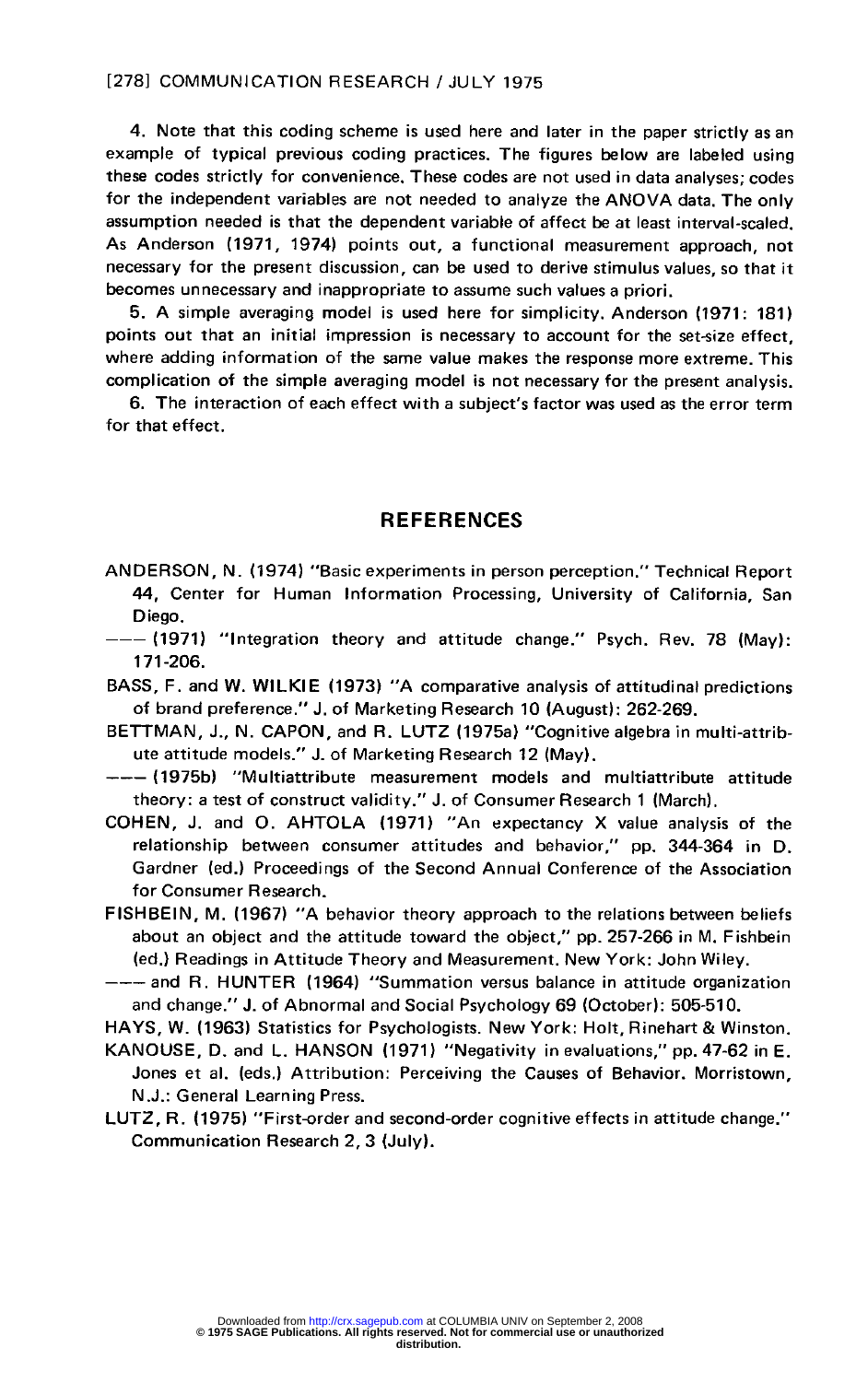4. Note that this coding scheme is used here and later in the paper strictly as an example of typical previous coding practices. The figures below are labeled using these codes strictly for convenience. These codes are not used in data analyses; codes for the independent variables are not needed to analyze the ANOVA data. The only assumption needed is that the dependent variable of affect be at least interval-scaled. As Anderson (1971, 1974) points out, a functional measurement approach, not necessary for the present discussion, can be used to derive stimulus values, so that it becomes unnecessary and inappropriate to assume such values a priori.

5. A simple averaging model is used here for simplicity. Anderson (1971: 181) points out that an initial impression is necessary to account for the set-size effect, where adding information of the same value makes the response more extreme. This complication of the simple averaging model is not necessary for the present analysis.

6. The interaction of each effect with a subject's factor was used as the error term for that effect.

## REFERENCES

ANDERSON, N. (1974) "Basic experiments in person perception." Technical Report 44, Center for Human Information Processing, University of California, San Diego.

--- (1971) "Integration theory and attitude change." Psych. Rev. 78 (May): 171-206.

BASS, F. and W. WILKIE (1973) "A comparative analysis of attitudinal predictions of brand preference." J. of Marketing Research 10 (August): 262-269.

BETTMAN, J., N. CAPON, and R. LUTZ (1975a) "Cognitive algebra in multi-attribute attitude models." J. of Marketing Research 12 (May).

--- (1975b) "Multiattribute measurement models and multiattribute attitude theory: a test of construct validity." J. of Consumer Research 1 (March).

COHEN, J. and O. AHTOLA (1971) "An expectancy X value analysis of the relationship between consumer attitudes and behavior," pp. 344-364 in D. Gardner (ed.) Proceedings of the Second Annual Conference of the Association for Consumer Research.

FISHBEIN, M. (1967) "A behavior theory approach to the relations between beliefs about an object and the attitude toward the object," pp. 257-266 in M. Fishbein (ed.) Readings in Attitude Theory and Measurement. New York: John Wiley.

--- and R. HUNTER (1964) "Summation versus balance in attitude organization and change." J. of Abnormal and Social Psychology 69 (October): 505-510.

HAYS, W. (1963) Statistics for Psychologists. New York: Holt, Rinehart & Winston.

KANOUSE, D. and L. HANSON (1971) "Negativity in evaluations," pp. 47-62 in E. Jones et al. (eds.) Attribution: Perceiving the Causes of Behavior. Morristown, N.J.: General Learning Press.

LUTZ, R. (1975) "First-order and second-order cognitive effects in attitude change." Communication Research 2, 3 (July).